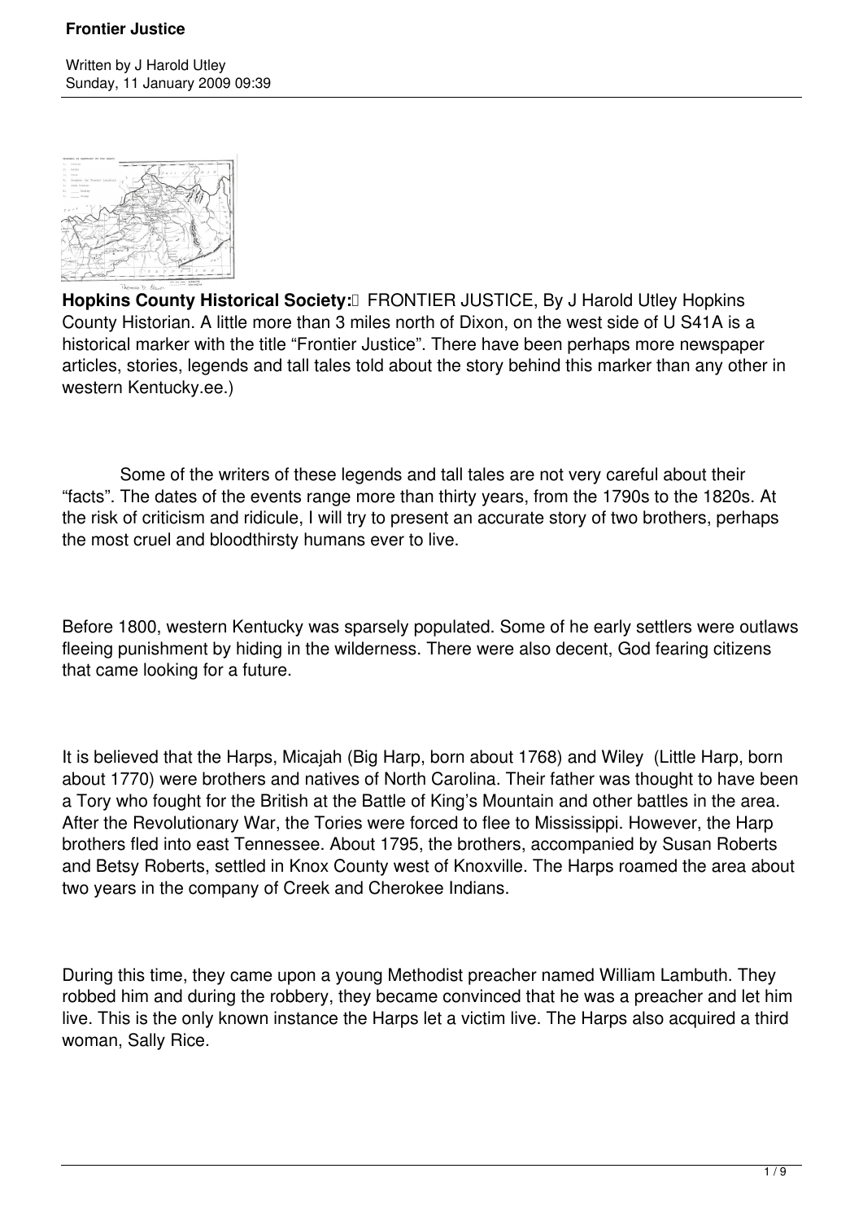**Hopkins County Historical Society:** FRONTIER JUSTICE, By J Harold Utley Hopkins County Historian. A little more than 3 miles north of Dixon, on the west side of U S41A is a historical marker with the title "Frontier Justice". There have been perhaps more newspaper articles, stories, legends and tall tales told about the story behind this marker than any other in western Kentucky.ee.)

Some of the writers of these legends and tall tales are not very careful about their "facts". The dates of the events range more than thirty years, from the 1790s to the 1820s. At the risk of criticism and ridicule, I will try to present an accurate story of two brothers, perhaps the most cruel and bloodthirsty humans ever to live.

Before 1800, western Kentucky was sparsely populated. Some of he early settlers were outlaws fleeing punishment by hiding in the wilderness. There were also decent, God fearing citizens that came looking for a future.

It is believed that the Harps, Micajah (Big Harp, born about 1768) and Wiley (Little Harp, born about 1770) were brothers and natives of North Carolina. Their father was thought to have been a Tory who fought for the British at the Battle of King's Mountain and other battles in the area. After the Revolutionary War, the Tories were forced to flee to Mississippi. However, the Harp brothers fled into east Tennessee. About 1795, the brothers, accompanied by Susan Roberts and Betsy Roberts, settled in Knox County west of Knoxville. The Harps roamed the area about two years in the company of Creek and Cherokee Indians.

During this time, they came upon a young Methodist preacher named William Lambuth. They robbed him and during the robbery, they became convinced that he was a preacher and let him live. This is the only known instance the Harps let a victim live. The Harps also acquired a third woman, Sally Rice.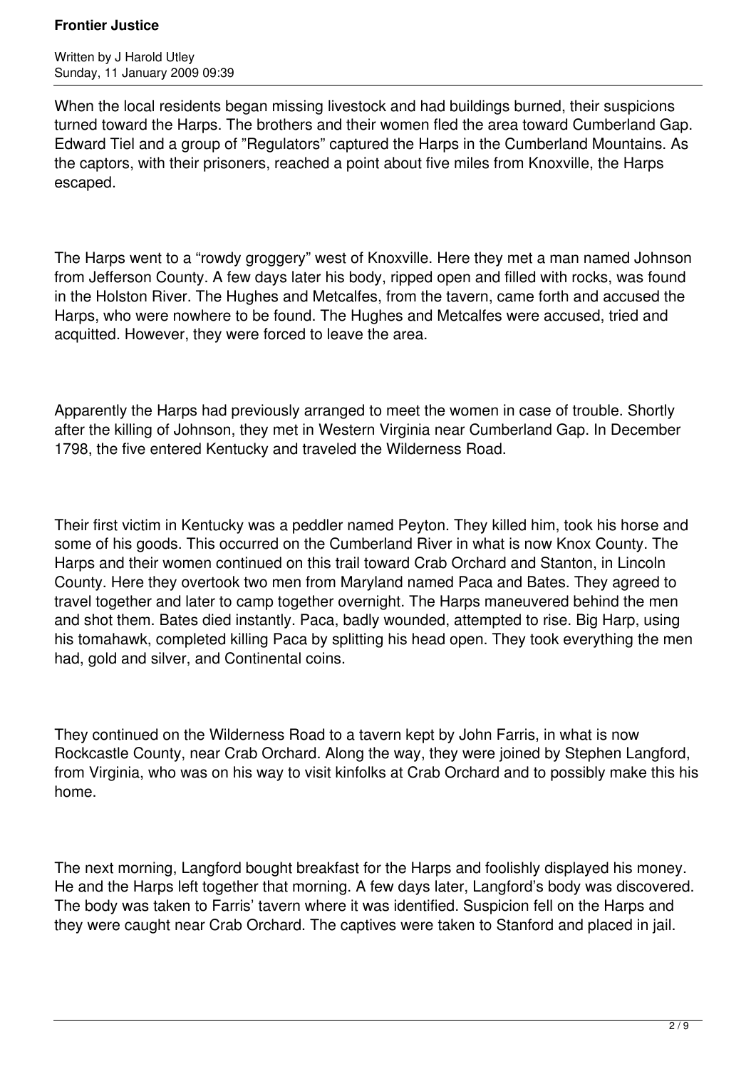When the local residents began missing livestock and had buildings burned, their suspicions turned toward the Harps. The brothers and their women fled the area toward Cumberland Gap. Edward Tiel and a group of "Regulators" captured the Harps in the Cumberland Mountains. As the captors, with their prisoners, reached a point about five miles from Knoxville, the Harps escaped.

The Harps went to a "rowdy groggery" west of Knoxville. Here they met a man named Johnson from Jefferson County. A few days later his body, ripped open and filled with rocks, was found in the Holston River. The Hughes and Metcalfes, from the tavern, came forth and accused the Harps, who were nowhere to be found. The Hughes and Metcalfes were accused, tried and acquitted. However, they were forced to leave the area.

Apparently the Harps had previously arranged to meet the women in case of trouble. Shortly after the killing of Johnson, they met in Western Virginia near Cumberland Gap. In December 1798, the five entered Kentucky and traveled the Wilderness Road.

Their first victim in Kentucky was a peddler named Peyton. They killed him, took his horse and some of his goods. This occurred on the Cumberland River in what is now Knox County. The Harps and their women continued on this trail toward Crab Orchard and Stanton, in Lincoln County. Here they overtook two men from Maryland named Paca and Bates. They agreed to travel together and later to camp together overnight. The Harps maneuvered behind the men and shot them. Bates died instantly. Paca, badly wounded, attempted to rise. Big Harp, using his tomahawk, completed killing Paca by splitting his head open. They took everything the men had, gold and silver, and Continental coins.

They continued on the Wilderness Road to a tavern kept by John Farris, in what is now Rockcastle County, near Crab Orchard. Along the way, they were joined by Stephen Langford, from Virginia, who was on his way to visit kinfolks at Crab Orchard and to possibly make this his home.

The next morning, Langford bought breakfast for the Harps and foolishly displayed his money. He and the Harps left together that morning. A few days later, Langford's body was discovered. The body was taken to Farris' tavern where it was identified. Suspicion fell on the Harps and they were caught near Crab Orchard. The captives were taken to Stanford and placed in jail.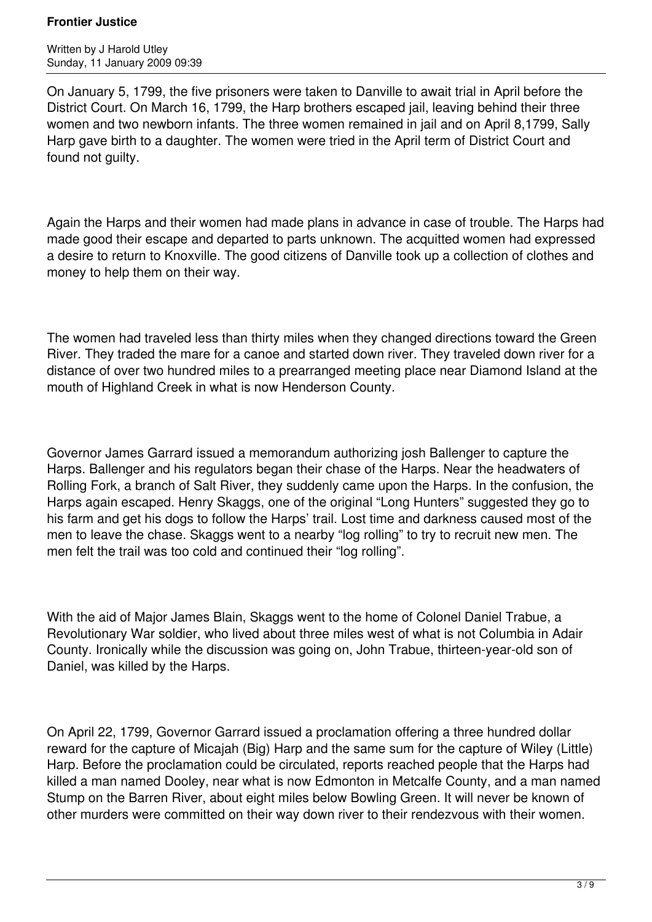On January 5, 1799, the five prisoners were taken to Danville to await trial in April before the District Court. On March 16, 1799, the Harp brothers escaped jail, leaving behind their three women and two newborn infants. The three women remained in jail and on April 8,1799, Sally Harp gave birth to a daughter. The women were tried in the April term of District Court and found not guilty.

Again the Harps and their women had made plans in advance in case of trouble. The Harps had made good their escape and departed to parts unknown. The acquitted women had expressed a desire to return to Knoxville. The good citizens of Danville took up a collection of clothes and money to help them on their way.

The women had traveled less than thirty miles when they changed directions toward the Green River. They traded the mare for a canoe and started down river. They traveled down river for a distance of over two hundred miles to a prearranged meeting place near Diamond Island at the mouth of Highland Creek in what is now Henderson County.

Governor James Garrard issued a memorandum authorizing josh Ballenger to capture the Harps. Ballenger and his regulators began their chase of the Harps. Near the headwaters of Rolling Fork, a branch of Salt River, they suddenly came upon the Harps. In the confusion, the Harps again escaped. Henry Skaggs, one of the original "Long Hunters" suggested they go to his farm and get his dogs to follow the Harps' trail. Lost time and darkness caused most of the men to leave the chase. Skaggs went to a nearby "log rolling" to try to recruit new men. The men felt the trail was too cold and continued their "log rolling".

With the aid of Major James Blain, Skaggs went to the home of Colonel Daniel Trabue, a Revolutionary War soldier, who lived about three miles west of what is not Columbia in Adair County. Ironically while the discussion was going on, John Trabue, thirteen-year-old son of Daniel, was killed by the Harps.

On April 22, 1799, Governor Garrard issued a proclamation offering a three hundred dollar reward for the capture of Micajah (Big) Harp and the same sum for the capture of Wiley (Little) Harp. Before the proclamation could be circulated, reports reached people that the Harps had killed a man named Dooley, near what is now Edmonton in Metcalfe County, and a man named Stump on the Barren River, about eight miles below Bowling Green. It will never be known of other murders were committed on their way down river to their rendezvous with their women.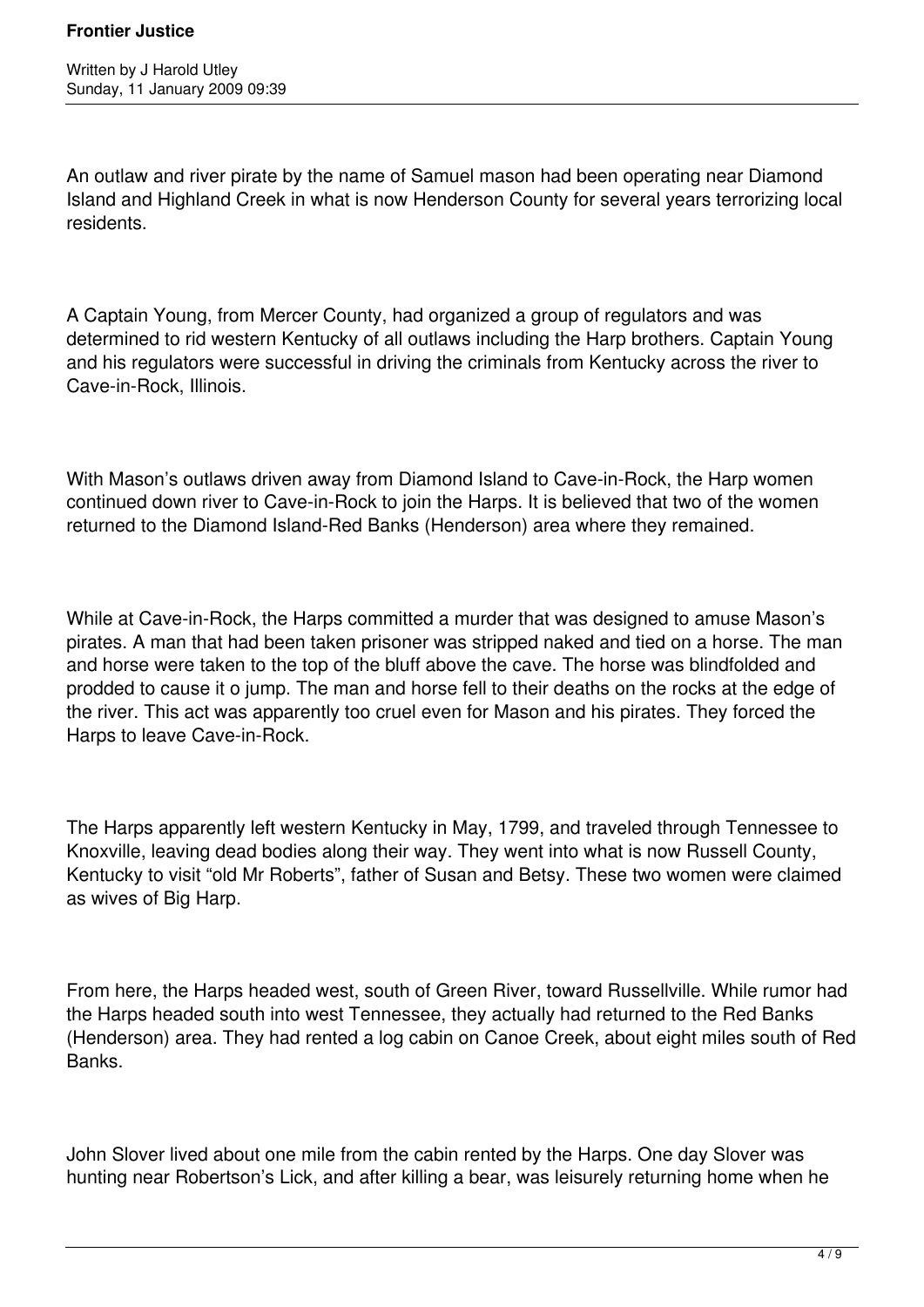An outlaw and river pirate by the name of Samuel mason had been operating near Diamond Island and Highland Creek in what is now Henderson County for several years terrorizing local residents.

A Captain Young, from Mercer County, had organized a group of regulators and was determined to rid western Kentucky of all outlaws including the Harp brothers. Captain Young and his regulators were successful in driving the criminals from Kentucky across the river to Cave-in-Rock, Illinois.

With Mason's outlaws driven away from Diamond Island to Cave-in-Rock, the Harp women continued down river to Cave-in-Rock to join the Harps. It is believed that two of the women returned to the Diamond Island-Red Banks (Henderson) area where they remained.

While at Cave-in-Rock, the Harps committed a murder that was designed to amuse Mason's pirates. A man that had been taken prisoner was stripped naked and tied on a horse. The man and horse were taken to the top of the bluff above the cave. The horse was blindfolded and prodded to cause it o jump. The man and horse fell to their deaths on the rocks at the edge of the river. This act was apparently too cruel even for Mason and his pirates. They forced the Harps to leave Cave-in-Rock.

The Harps apparently left western Kentucky in May, 1799, and traveled through Tennessee to Knoxville, leaving dead bodies along their way. They went into what is now Russell County, Kentucky to visit "old Mr Roberts", father of Susan and Betsy. These two women were claimed as wives of Big Harp.

From here, the Harps headed west, south of Green River, toward Russellville. While rumor had the Harps headed south into west Tennessee, they actually had returned to the Red Banks (Henderson) area. They had rented a log cabin on Canoe Creek, about eight miles south of Red Banks.

John Slover lived about one mile from the cabin rented by the Harps. One day Slover was hunting near Robertson's Lick, and after killing a bear, was leisurely returning home when he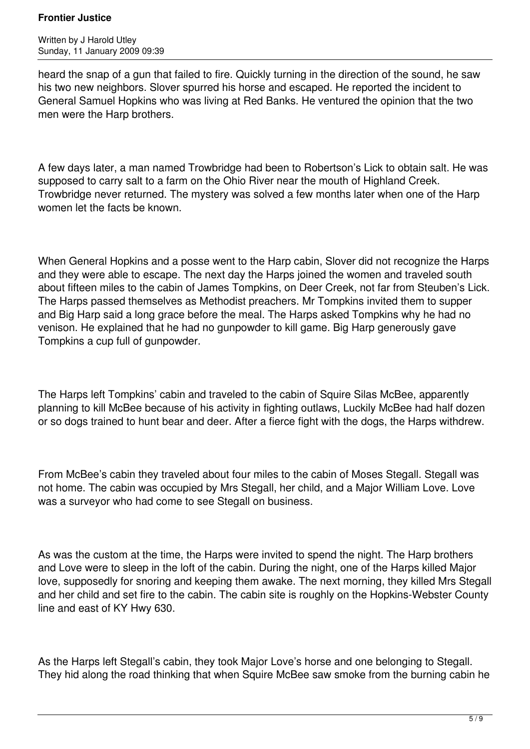heard the snap of a gun that failed to fire. Quickly turning in the direction of the sound, he saw his two new neighbors. Slover spurred his horse and escaped. He reported the incident to General Samuel Hopkins who was living at Red Banks. He ventured the opinion that the two men were the Harp brothers.

A few days later, a man named Trowbridge had been to Robertson's Lick to obtain salt. He was supposed to carry salt to a farm on the Ohio River near the mouth of Highland Creek. Trowbridge never returned. The mystery was solved a few months later when one of the Harp women let the facts be known.

When General Hopkins and a posse went to the Harp cabin, Slover did not recognize the Harps and they were able to escape. The next day the Harps joined the women and traveled south about fifteen miles to the cabin of James Tompkins, on Deer Creek, not far from Steuben's Lick. The Harps passed themselves as Methodist preachers. Mr Tompkins invited them to supper and Big Harp said a long grace before the meal. The Harps asked Tompkins why he had no venison. He explained that he had no gunpowder to kill game. Big Harp generously gave Tompkins a cup full of gunpowder.

The Harps left Tompkins' cabin and traveled to the cabin of Squire Silas McBee, apparently planning to kill McBee because of his activity in fighting outlaws, Luckily McBee had half dozen or so dogs trained to hunt bear and deer. After a fierce fight with the dogs, the Harps withdrew.

From McBee's cabin they traveled about four miles to the cabin of Moses Stegall. Stegall was not home. The cabin was occupied by Mrs Stegall, her child, and a Major William Love. Love was a surveyor who had come to see Stegall on business.

As was the custom at the time, the Harps were invited to spend the night. The Harp brothers and Love were to sleep in the loft of the cabin. During the night, one of the Harps killed Major love, supposedly for snoring and keeping them awake. The next morning, they killed Mrs Stegall and her child and set fire to the cabin. The cabin site is roughly on the Hopkins-Webster County line and east of KY Hwy 630.

As the Harps left Stegall's cabin, they took Major Love's horse and one belonging to Stegall. They hid along the road thinking that when Squire McBee saw smoke from the burning cabin he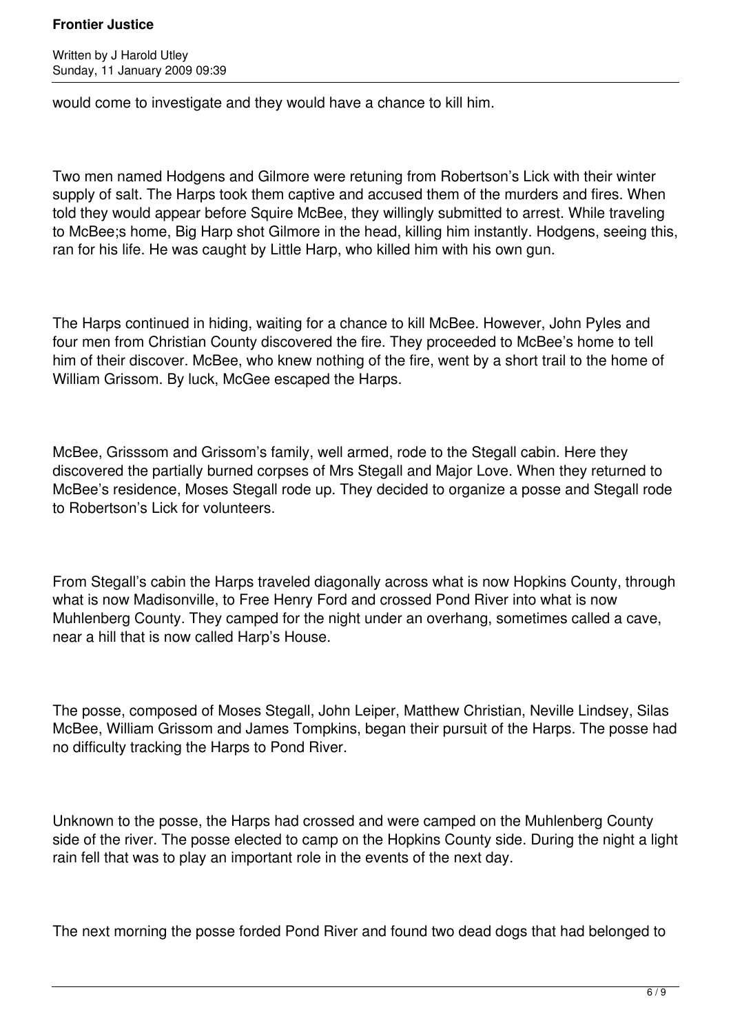would come to investigate and they would have a chance to kill him.

Two men named Hodgens and Gilmore were retuning from Robertson's Lick with their winter supply of salt. The Harps took them captive and accused them of the murders and fires. When told they would appear before Squire McBee, they willingly submitted to arrest. While traveling to McBee;s home, Big Harp shot Gilmore in the head, killing him instantly. Hodgens, seeing this, ran for his life. He was caught by Little Harp, who killed him with his own gun.

The Harps continued in hiding, waiting for a chance to kill McBee. However, John Pyles and four men from Christian County discovered the fire. They proceeded to McBee's home to tell him of their discover. McBee, who knew nothing of the fire, went by a short trail to the home of William Grissom. By luck, McGee escaped the Harps.

McBee, Grisssom and Grissom's family, well armed, rode to the Stegall cabin. Here they discovered the partially burned corpses of Mrs Stegall and Major Love. When they returned to McBee's residence, Moses Stegall rode up. They decided to organize a posse and Stegall rode to Robertson's Lick for volunteers.

From Stegall's cabin the Harps traveled diagonally across what is now Hopkins County, through what is now Madisonville, to Free Henry Ford and crossed Pond River into what is now Muhlenberg County. They camped for the night under an overhang, sometimes called a cave, near a hill that is now called Harp's House.

The posse, composed of Moses Stegall, John Leiper, Matthew Christian, Neville Lindsey, Silas McBee, William Grissom and James Tompkins, began their pursuit of the Harps. The posse had no difficulty tracking the Harps to Pond River.

Unknown to the posse, the Harps had crossed and were camped on the Muhlenberg County side of the river. The posse elected to camp on the Hopkins County side. During the night a light rain fell that was to play an important role in the events of the next day.

The next morning the posse forded Pond River and found two dead dogs that had belonged to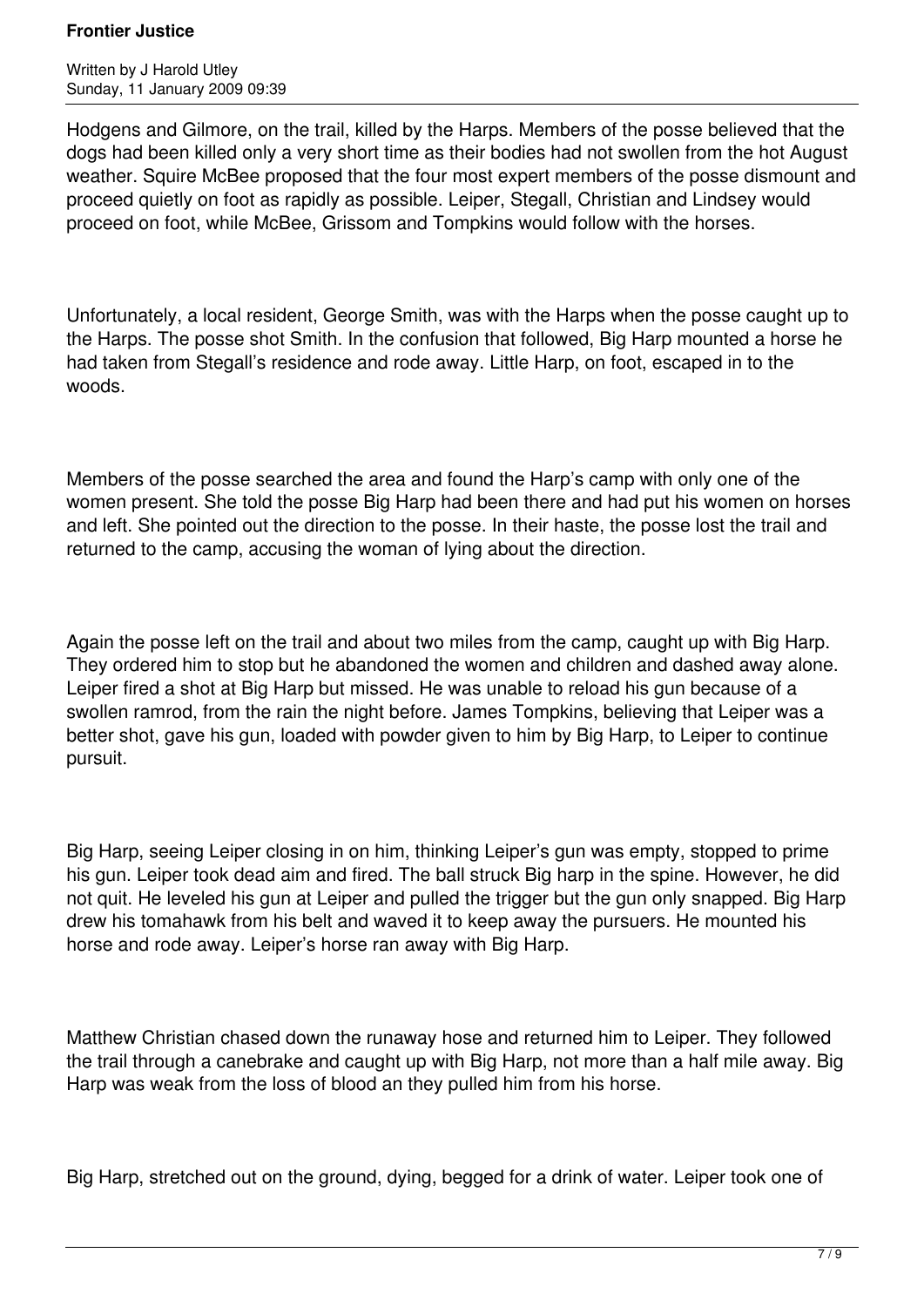Hodgens and Gilmore, on the trail, killed by the Harps. Members of the posse believed that the dogs had been killed only a very short time as their bodies had not swollen from the hot August weather. Squire McBee proposed that the four most expert members of the posse dismount and proceed quietly on foot as rapidly as possible. Leiper, Stegall, Christian and Lindsey would proceed on foot, while McBee, Grissom and Tompkins would follow with the horses.

Unfortunately, a local resident, George Smith, was with the Harps when the posse caught up to the Harps. The posse shot Smith. In the confusion that followed, Big Harp mounted a horse he had taken from Stegall's residence and rode away. Little Harp, on foot, escaped in to the woods.

Members of the posse searched the area and found the Harp's camp with only one of the women present. She told the posse Big Harp had been there and had put his women on horses and left. She pointed out the direction to the posse. In their haste, the posse lost the trail and returned to the camp, accusing the woman of lying about the direction.

Again the posse left on the trail and about two miles from the camp, caught up with Big Harp. They ordered him to stop but he abandoned the women and children and dashed away alone. Leiper fired a shot at Big Harp but missed. He was unable to reload his gun because of a swollen ramrod, from the rain the night before. James Tompkins, believing that Leiper was a better shot, gave his gun, loaded with powder given to him by Big Harp, to Leiper to continue pursuit.

Big Harp, seeing Leiper closing in on him, thinking Leiper's gun was empty, stopped to prime his gun. Leiper took dead aim and fired. The ball struck Big harp in the spine. However, he did not quit. He leveled his gun at Leiper and pulled the trigger but the gun only snapped. Big Harp drew his tomahawk from his belt and waved it to keep away the pursuers. He mounted his horse and rode away. Leiper's horse ran away with Big Harp.

Matthew Christian chased down the runaway hose and returned him to Leiper. They followed the trail through a canebrake and caught up with Big Harp, not more than a half mile away. Big Harp was weak from the loss of blood an they pulled him from his horse.

Big Harp, stretched out on the ground, dying, begged for a drink of water. Leiper took one of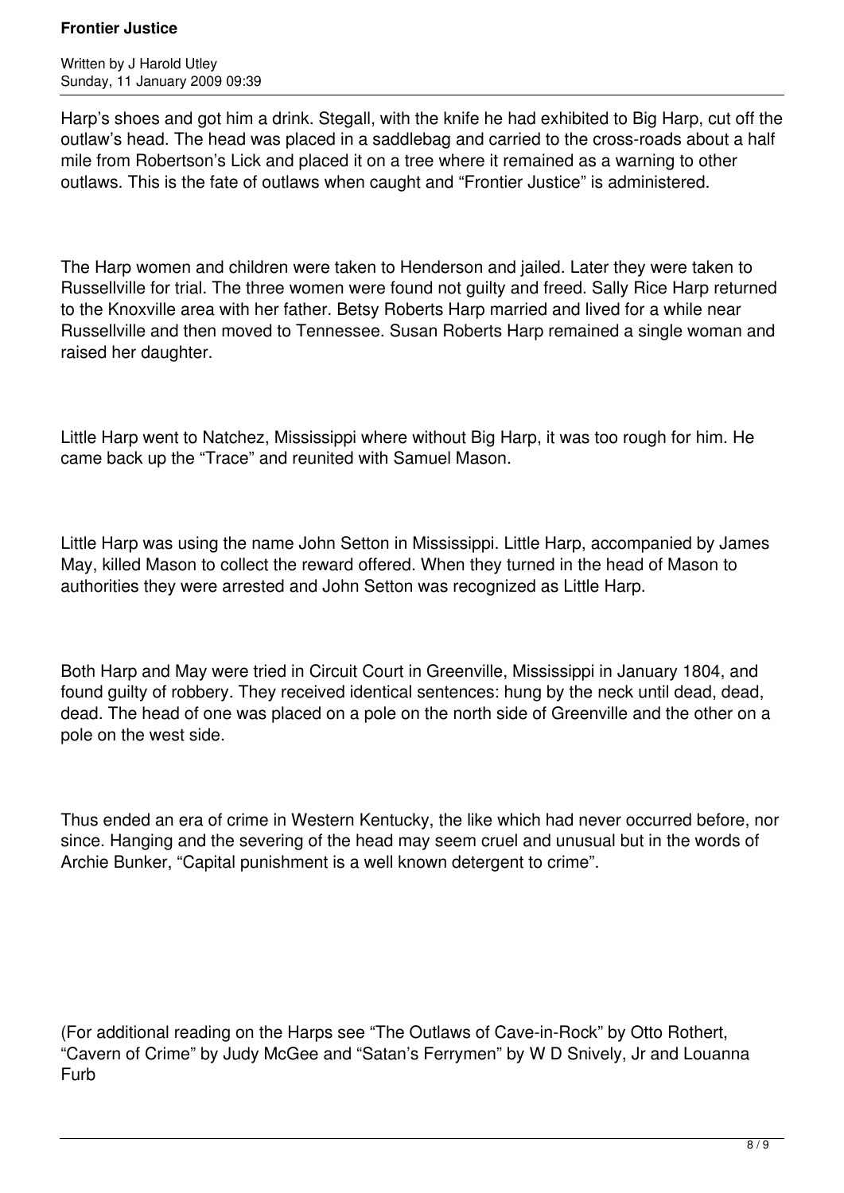Harp's shoes and got him a drink. Stegall, with the knife he had exhibited to Big Harp, cut off the outlaw's head. The head was placed in a saddlebag and carried to the cross-roads about a half mile from Robertson's Lick and placed it on a tree where it remained as a warning to other outlaws. This is the fate of outlaws when caught and "Frontier Justice" is administered.

The Harp women and children were taken to Henderson and jailed. Later they were taken to Russellville for trial. The three women were found not guilty and freed. Sally Rice Harp returned to the Knoxville area with her father. Betsy Roberts Harp married and lived for a while near Russellville and then moved to Tennessee. Susan Roberts Harp remained a single woman and raised her daughter.

Little Harp went to Natchez, Mississippi where without Big Harp, it was too rough for him. He came back up the "Trace" and reunited with Samuel Mason.

Little Harp was using the name John Setton in Mississippi. Little Harp, accompanied by James May, killed Mason to collect the reward offered. When they turned in the head of Mason to authorities they were arrested and John Setton was recognized as Little Harp.

Both Harp and May were tried in Circuit Court in Greenville, Mississippi in January 1804, and found guilty of robbery. They received identical sentences: hung by the neck until dead, dead, dead. The head of one was placed on a pole on the north side of Greenville and the other on a pole on the west side.

Thus ended an era of crime in Western Kentucky, the like which had never occurred before, nor since. Hanging and the severing of the head may seem cruel and unusual but in the words of Archie Bunker, "Capital punishment is a well known detergent to crime".

(For additional reading on the Harps see "The Outlaws of Cave-in-Rock" by Otto Rothert, "Cavern of Crime" by Judy McGee and "Satan's Ferrymen" by W D Snively, Jr and Louanna Furb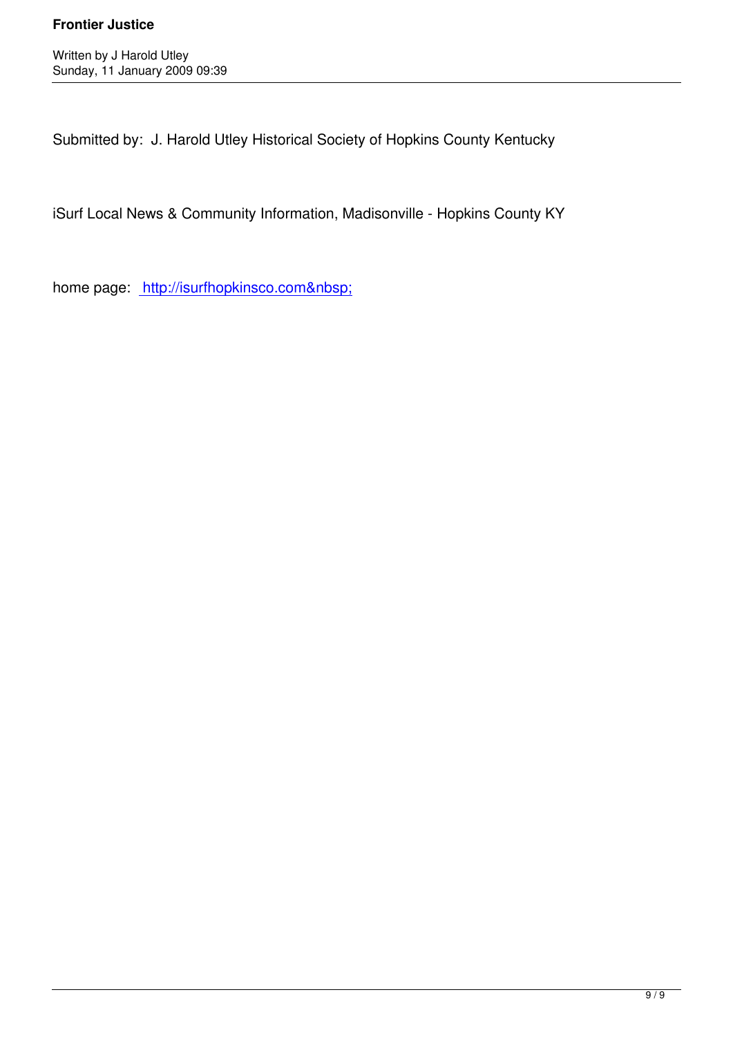Submitted by: J. Harold Utley Historical Society of Hopkins County Kentucky

iSurf Local News & Community Information, Madisonville - Hopkins County KY

home page: http://isurfhopkinsco.com&nbsp;